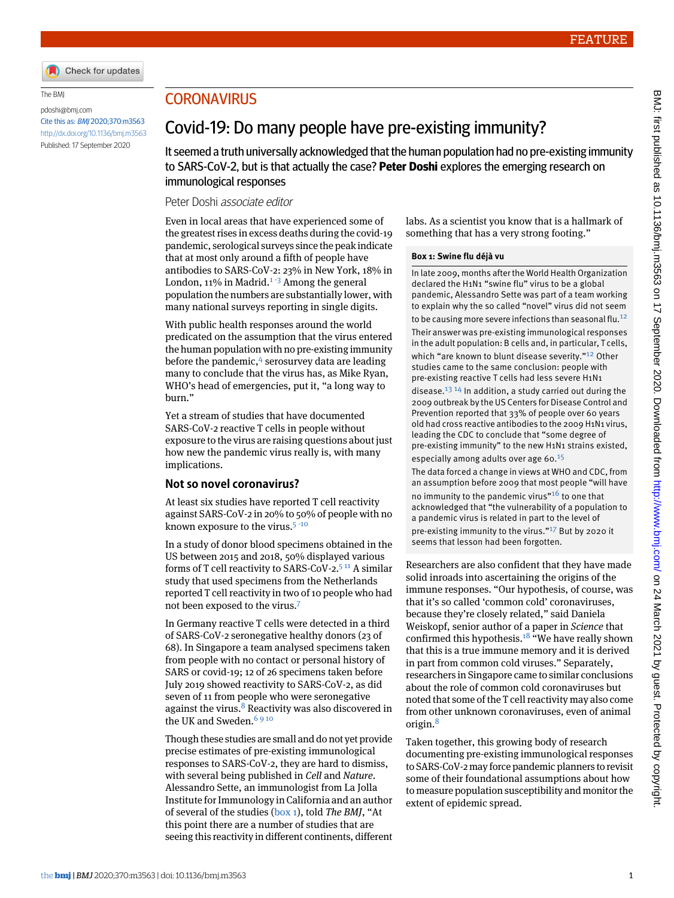FEATURE

The BMJ

pdoshi@bmj.com

Cite this as: *BMJ* 2020;370:m3563

http://dx.doi.org/10.1136/bmj.m3563

Published: 17 September 2020

## CORONAVIRUS

# Covid-19: Do many people have pre-existing immunity?

It seemed a truth universally acknowledged that the human population had no pre-existing immunity to SARS-CoV-2, but is that actually the case? **Peter Doshi** explores the emerging research on immunological responses

Peter Doshi *associate editor*

Even in local areas that have experienced some of the greatest rises in excess deaths during the covid-19 pandemic, serological surveys since the peak indicate that at most only around a fifth of people have antibodies to SARS-CoV-2: 23% in New York, 18% in London, 11% in Madrid.[1-3] Among the general population the numbers are substantially lower, with many national surveys reporting in single digits.

With public health responses around the world predicated on the assumption that the virus entered the human population with no pre-existing immunity before the pandemic,[4] serosurvey data are leading many to conclude that the virus has, as Mike Ryan, WHO's head of emergencies, put it, "a long way to burn."

Yet a stream of studies that have documented SARS-CoV-2 reactive T cells in people without exposure to the virus are raising questions about just how new the pandemic virus really is, with many implications.

## Not so novel coronavirus?

At least six studies have reported T cell reactivity against SARS-CoV-2 in 20% to 50% of people with no known exposure to the virus.[5-10]

In a study of donor blood specimens obtained in the US between 2015 and 2018, 50% displayed various forms of T cell reactivity to SARS-CoV-2.[5,11] A similar study that used specimens from the Netherlands reported T cell reactivity in two of 10 people who had not been exposed to the virus.[7]

In Germany reactive T cells were detected in a third of SARS-CoV-2 seronegative healthy donors (23 of 68). In Singapore a team analysed specimens taken from people with no contact or personal history of SARS or covid-19; 12 of 26 specimens taken before July 2019 showed reactivity to SARS-CoV-2, as did seven of 11 from people who were seronegative against the virus.[8] Reactivity was also discovered in the UK and Sweden.[6,9,10]

Though these studies are small and do not yet provide precise estimates of pre-existing immunological responses to SARS-CoV-2, they are hard to dismiss, with several being published in *Cell* and *Nature*. Alessandro Sette, an immunologist from La Jolla Institute for Immunology in California and an author of several of the studies (box 1), told *The BMJ*, "At this point there are a number of studies that are seeing this reactivity in different continents, different labs. As a scientist you know that is a hallmark of something that has a very strong footing."

> **Box 1: Swine flu déjà vu**
>
> In late 2009, months after the World Health Organization declared the H1N1 "swine flu" virus to be a global pandemic, Alessandro Sette was part of a team working to explain why the so called "novel" virus did not seem to be causing more severe infections than seasonal flu.[12]
>
> Their answer was pre-existing immunological responses in the adult population: B cells and, in particular, T cells, which "are known to blunt disease severity."[12] Other studies came to the same conclusion: people with pre-existing reactive T cells had less severe H1N1 disease.[13,14] In addition, a study carried out during the 2009 outbreak by the US Centers for Disease Control and Prevention reported that 33% of people over 60 years old had cross reactive antibodies to the 2009 H1N1 virus, leading the CDC to conclude that "some degree of pre-existing immunity" to the new H1N1 strains existed, especially among adults over age 60.[15]
>
> The data forced a change in views at WHO and CDC, from an assumption before 2009 that most people "will have no immunity to the pandemic virus"[16] to one that acknowledged that "the vulnerability of a population to a pandemic virus is related in part to the level of pre-existing immunity to the virus."[17] But by 2020 it seems that lesson had been forgotten.

Researchers are also confident that they have made solid inroads into ascertaining the origins of the immune responses. "Our hypothesis, of course, was that it's so called 'common cold' coronaviruses, because they're closely related," said Daniela Weiskopf, senior author of a paper in *Science* that confirmed this hypothesis.[18] "We have really shown that this is a true immune memory and it is derived in part from common cold viruses." Separately, researchers in Singapore came to similar conclusions about the role of common cold coronaviruses but noted that some of the T cell reactivity may also come from other unknown coronaviruses, even of animal origin.[8]

Taken together, this growing body of research documenting pre-existing immunological responses to SARS-CoV-2 may force pandemic planners to revisit some of their foundational assumptions about how to measure population susceptibility and monitor the extent of epidemic spread.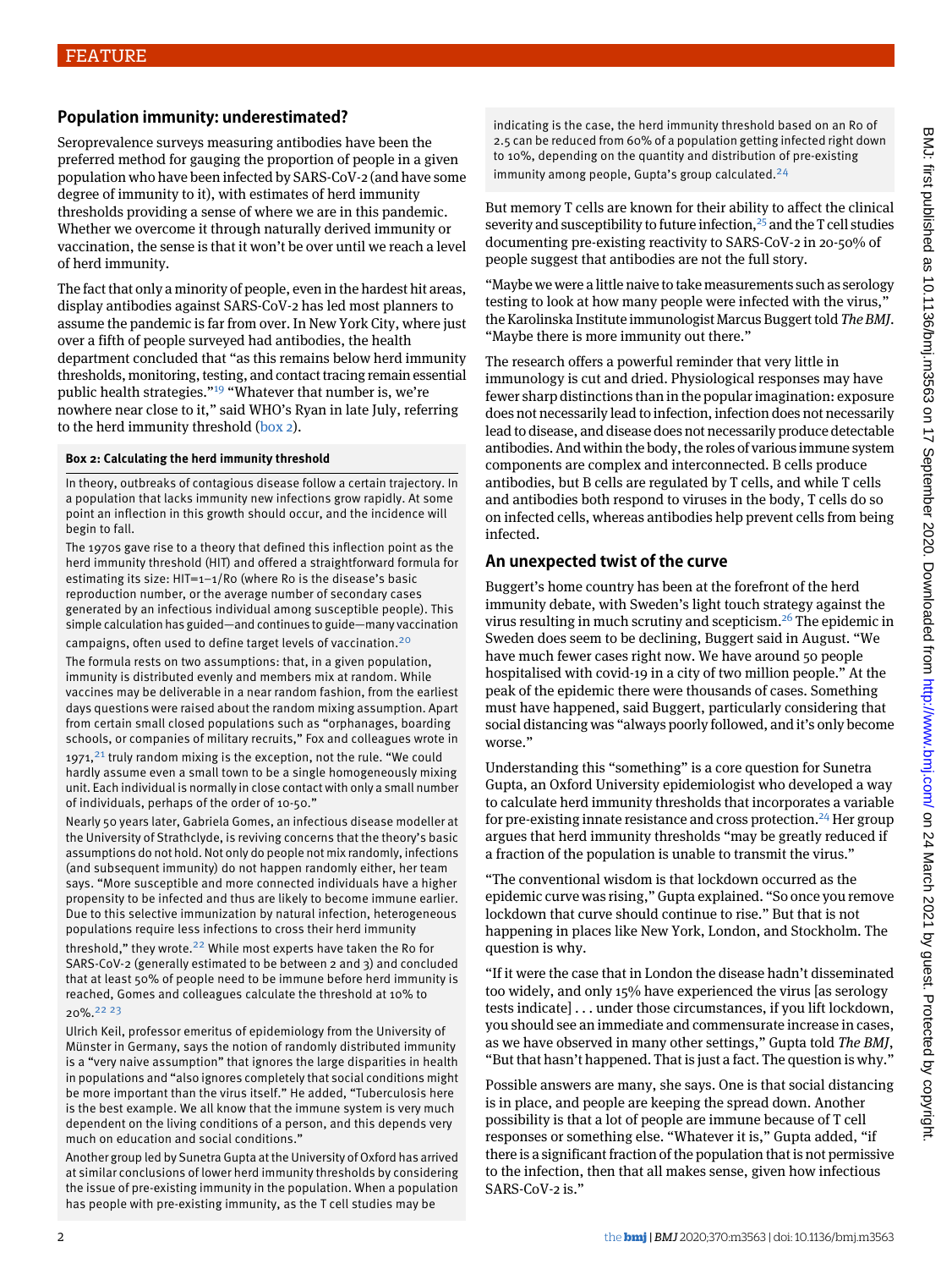## Population immunity: underestimated?

Seroprevalence surveys measuring antibodies have been the preferred method for gauging the proportion of people in a given population who have been infected by SARS-CoV-2 (and have some degree of immunity to it), with estimates of herd immunity thresholds providing a sense of where we are in this pandemic. Whether we overcome it through naturally derived immunity or vaccination, the sense is that it won't be over until we reach a level of herd immunity.

The fact that only a minority of people, even in the hardest hit areas, display antibodies against SARS-CoV-2 has led most planners to assume the pandemic is far from over. In New York City, where just over a fifth of people surveyed had antibodies, the health department concluded that "as this remains below herd immunity thresholds, monitoring, testing, and contact tracing remain essential public health strategies."[19] "Whatever that number is, we're nowhere near close to it," said WHO's Ryan in late July, referring to the herd immunity threshold (box 2).

**Box 2: Calculating the herd immunity threshold**

In theory, outbreaks of contagious disease follow a certain trajectory. In a population that lacks immunity new infections grow rapidly. At some point an inflection in this growth should occur, and the incidence will begin to fall.

The 1970s gave rise to a theory that defined this inflection point as the herd immunity threshold (HIT) and offered a straightforward formula for estimating its size: HIT=1–1/Ro (where Ro is the disease's basic reproduction number, or the average number of secondary cases generated by an infectious individual among susceptible people). This simple calculation has guided—and continues to guide—many vaccination campaigns, often used to define target levels of vaccination.[20]

The formula rests on two assumptions: that, in a given population, immunity is distributed evenly and members mix at random. While vaccines may be deliverable in a near random fashion, from the earliest days questions were raised about the random mixing assumption. Apart from certain small closed populations such as "orphanages, boarding schools, or companies of military recruits," Fox and colleagues wrote in 1971,[21] truly random mixing is the exception, not the rule. "We could hardly assume even a small town to be a single homogeneously mixing unit. Each individual is normally in close contact with only a small number of individuals, perhaps of the order of 10-50."

Nearly 50 years later, Gabriela Gomes, an infectious disease modeller at the University of Strathclyde, is reviving concerns that the theory's basic assumptions do not hold. Not only do people not mix randomly, infections (and subsequent immunity) do not happen randomly either, her team says. "More susceptible and more connected individuals have a higher propensity to be infected and thus are likely to become immune earlier. Due to this selective immunization by natural infection, heterogeneous populations require less infections to cross their herd immunity threshold," they wrote.[22] While most experts have taken the Ro for SARS-CoV-2 (generally estimated to be between 2 and 3) and concluded that at least 50% of people need to be immune before herd immunity is reached, Gomes and colleagues calculate the threshold at 10% to 20%.[22 23]

Ulrich Keil, professor emeritus of epidemiology from the University of Münster in Germany, says the notion of randomly distributed immunity is a "very naive assumption" that ignores the large disparities in health in populations and "also ignores completely that social conditions might be more important than the virus itself." He added, "Tuberculosis here is the best example. We all know that the immune system is very much dependent on the living conditions of a person, and this depends very much on education and social conditions."

Another group led by Sunetra Gupta at the University of Oxford has arrived at similar conclusions of lower herd immunity thresholds by considering the issue of pre-existing immunity in the population. When a population has people with pre-existing immunity, as the T cell studies may be indicating is the case, the herd immunity threshold based on an Ro of 2.5 can be reduced from 60% of a population getting infected right down to 10%, depending on the quantity and distribution of pre-existing immunity among people, Gupta's group calculated.[24]

But memory T cells are known for their ability to affect the clinical severity and susceptibility to future infection,[25] and the T cell studies documenting pre-existing reactivity to SARS-CoV-2 in 20-50% of people suggest that antibodies are not the full story.

"Maybe we were a little naive to take measurements such as serology testing to look at how many people were infected with the virus," the Karolinska Institute immunologist Marcus Buggert told *The BMJ*. "Maybe there is more immunity out there."

The research offers a powerful reminder that very little in immunology is cut and dried. Physiological responses may have fewer sharp distinctions than in the popular imagination: exposure does not necessarily lead to infection, infection does not necessarily lead to disease, and disease does not necessarily produce detectable antibodies. And within the body, the roles of various immune system components are complex and interconnected. B cells produce antibodies, but B cells are regulated by T cells, and while T cells and antibodies both respond to viruses in the body, T cells do so on infected cells, whereas antibodies help prevent cells from being infected.

## An unexpected twist of the curve

Buggert's home country has been at the forefront of the herd immunity debate, with Sweden's light touch strategy against the virus resulting in much scrutiny and scepticism.[26] The epidemic in Sweden does seem to be declining, Buggert said in August. "We have much fewer cases right now. We have around 50 people hospitalised with covid-19 in a city of two million people." At the peak of the epidemic there were thousands of cases. Something must have happened, said Buggert, particularly considering that social distancing was "always poorly followed, and it's only become worse."

Understanding this "something" is a core question for Sunetra Gupta, an Oxford University epidemiologist who developed a way to calculate herd immunity thresholds that incorporates a variable for pre-existing innate resistance and cross protection.[24] Her group argues that herd immunity thresholds "may be greatly reduced if a fraction of the population is unable to transmit the virus."

"The conventional wisdom is that lockdown occurred as the epidemic curve was rising," Gupta explained. "So once you remove lockdown that curve should continue to rise." But that is not happening in places like New York, London, and Stockholm. The question is why.

"If it were the case that in London the disease hadn't disseminated too widely, and only 15% have experienced the virus [as serology tests indicate] . . . under those circumstances, if you lift lockdown, you should see an immediate and commensurate increase in cases, as we have observed in many other settings," Gupta told *The BMJ*, "But that hasn't happened. That is just a fact. The question is why."

Possible answers are many, she says. One is that social distancing is in place, and people are keeping the spread down. Another possibility is that a lot of people are immune because of T cell responses or something else. "Whatever it is," Gupta added, "if there is a significant fraction of the population that is not permissive to the infection, then that all makes sense, given how infectious SARS-CoV-2 is."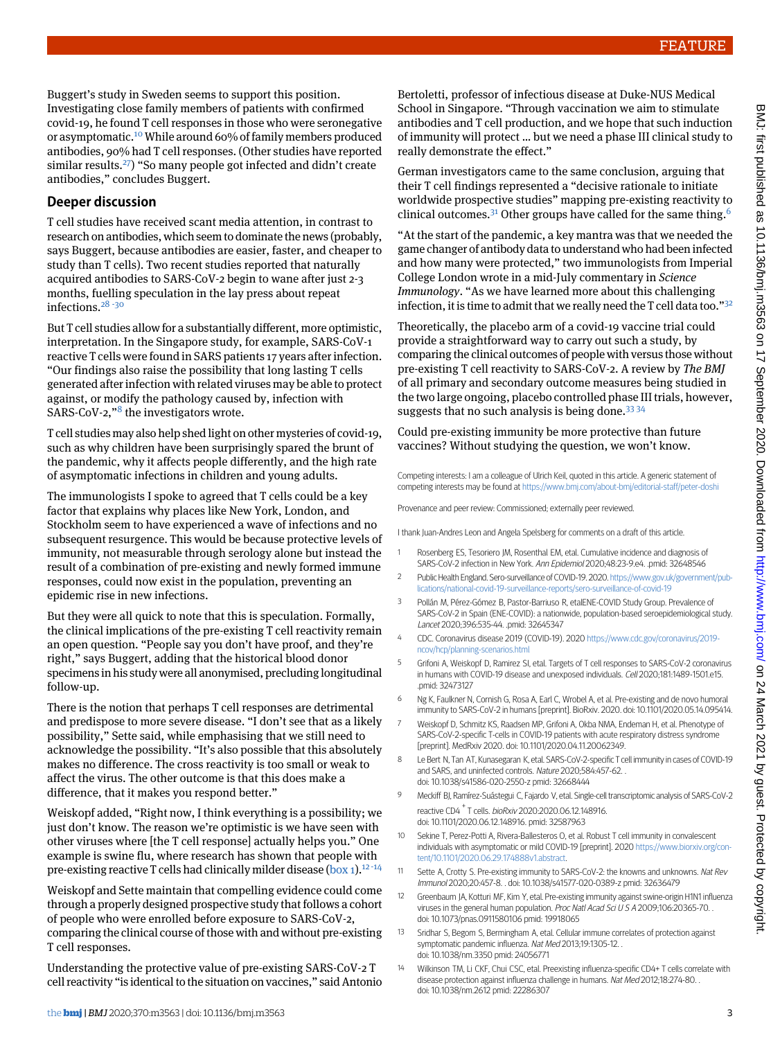Buggert's study in Sweden seems to support this position. Investigating close family members of patients with confirmed covid-19, he found T cell responses in those who were seronegative or asymptomatic.[10] While around 60% of family members produced antibodies, 90% had T cell responses. (Other studies have reported similar results.[27]) "So many people got infected and didn't create antibodies," concludes Buggert.

## Deeper discussion

T cell studies have received scant media attention, in contrast to research on antibodies, which seem to dominate the news (probably, says Buggert, because antibodies are easier, faster, and cheaper to study than T cells). Two recent studies reported that naturally acquired antibodies to SARS-CoV-2 begin to wane after just 2-3 months, fuelling speculation in the lay press about repeat infections.[28-30]

But T cell studies allow for a substantially different, more optimistic, interpretation. In the Singapore study, for example, SARS-CoV-1 reactive T cells were found in SARS patients 17 years after infection. "Our findings also raise the possibility that long lasting T cells generated after infection with related viruses may be able to protect against, or modify the pathology caused by, infection with SARS-CoV-2,"[8] the investigators wrote.

T cell studies may also help shed light on other mysteries of covid-19, such as why children have been surprisingly spared the brunt of the pandemic, why it affects people differently, and the high rate of asymptomatic infections in children and young adults.

The immunologists I spoke to agreed that T cells could be a key factor that explains why places like New York, London, and Stockholm seem to have experienced a wave of infections and no subsequent resurgence. This would be because protective levels of immunity, not measurable through serology alone but instead the result of a combination of pre-existing and newly formed immune responses, could now exist in the population, preventing an epidemic rise in new infections.

But they were all quick to note that this is speculation. Formally, the clinical implications of the pre-existing T cell reactivity remain an open question. "People say you don't have proof, and they're right," says Buggert, adding that the historical blood donor specimens in his study were all anonymised, precluding longitudinal follow-up.

There is the notion that perhaps T cell responses are detrimental and predispose to more severe disease. "I don't see that as a likely possibility," Sette said, while emphasising that we still need to acknowledge the possibility. "It's also possible that this absolutely makes no difference. The cross reactivity is too small or weak to affect the virus. The other outcome is that this does make a difference, that it makes you respond better."

Weiskopf added, "Right now, I think everything is a possibility; we just don't know. The reason we're optimistic is we have seen with other viruses where [the T cell response] actually helps you." One example is swine flu, where research has shown that people with pre-existing reactive T cells had clinically milder disease (box 1).[12-14]

Weiskopf and Sette maintain that compelling evidence could come through a properly designed prospective study that follows a cohort of people who were enrolled before exposure to SARS-CoV-2, comparing the clinical course of those with and without pre-existing T cell responses.

Understanding the protective value of pre-existing SARS-CoV-2 T cell reactivity "is identical to the situation on vaccines," said Antonio Bertoletti, professor of infectious disease at Duke-NUS Medical School in Singapore. "Through vaccination we aim to stimulate antibodies and T cell production, and we hope that such induction of immunity will protect … but we need a phase III clinical study to really demonstrate the effect."

German investigators came to the same conclusion, arguing that their T cell findings represented a "decisive rationale to initiate worldwide prospective studies" mapping pre-existing reactivity to clinical outcomes.[31] Other groups have called for the same thing.[6]

"At the start of the pandemic, a key mantra was that we needed the game changer of antibody data to understand who had been infected and how many were protected," two immunologists from Imperial College London wrote in a mid-July commentary in *Science Immunology*. "As we have learned more about this challenging infection, it is time to admit that we really need the T cell data too."[32]

Theoretically, the placebo arm of a covid-19 vaccine trial could provide a straightforward way to carry out such a study, by comparing the clinical outcomes of people with versus those without pre-existing T cell reactivity to SARS-CoV-2. A review by *The BMJ* of all primary and secondary outcome measures being studied in the two large ongoing, placebo controlled phase III trials, however, suggests that no such analysis is being done.[33 34]

Could pre-existing immunity be more protective than future vaccines? Without studying the question, we won't know.

Competing interests: I am a colleague of Ulrich Keil, quoted in this article. A generic statement of competing interests may be found at https://www.bmj.com/about-bmj/editorial-staff/peter-doshi

Provenance and peer review: Commissioned; externally peer reviewed.

I thank Juan-Andres Leon and Angela Spelsberg for comments on a draft of this article.

1. Rosenberg ES, Tesoriero JM, Rosenthal EM, etal. Cumulative incidence and diagnosis of SARS-CoV-2 infection in New York. *Ann Epidemiol* 2020;48:23-9.e4. .pmid: 32648546
2. Public Health England. Sero-surveillance of COVID-19. 2020. https://www.gov.uk/government/publications/national-covid-19-surveillance-reports/sero-surveillance-of-covid-19
3. Pollán M, Pérez-Gómez B, Pastor-Barriuso R, etalENE-COVID Study Group. Prevalence of SARS-CoV-2 in Spain (ENE-COVID): a nationwide, population-based seroepidemiological study. *Lancet* 2020;396:535-44. .pmid: 32645347
4. CDC. Coronavirus disease 2019 (COVID-19). 2020 https://www.cdc.gov/coronavirus/2019-ncov/hcp/planning-scenarios.html
5. Grifoni A, Weiskopf D, Ramirez SI, etal. Targets of T cell responses to SARS-CoV-2 coronavirus in humans with COVID-19 disease and unexposed individuals. *Cell* 2020;181:1489-1501.e15. .pmid: 32473127
6. Ng K, Faulkner N, Cornish G, Rosa A, Earl C, Wrobel A, et al. Pre-existing and de novo humoral immunity to SARS-CoV-2 in humans [preprint]. BioRxiv. 2020. doi: 10.1101/2020.05.14.095414.
7. Weiskopf D, Schmitz KS, Raadsen MP, Grifoni A, Okba NMA, Endeman H, et al. Phenotype of SARS-CoV-2-specific T-cells in COVID-19 patients with acute respiratory distress syndrome [preprint]. MedRxiv 2020. doi: 10.1101/2020.04.11.20062349.
8. Le Bert N, Tan AT, Kunasegaran K, etal. SARS-CoV-2-specific T cell immunity in cases of COVID-19 and SARS, and uninfected controls. *Nature* 2020;584:457-62. . doi: 10.1038/s41586-020-2550-z pmid: 32668444
9. Meckiff BJ, Ramírez-Suástegui C, Fajardo V, etal. Single-cell transcriptomic analysis of SARS-CoV-2 reactive CD4[+] T cells. *bioRxiv* 2020:2020.06.12.148916. doi: 10.1101/2020.06.12.148916. pmid: 32587963
10. Sekine T, Perez-Potti A, Rivera-Ballesteros O, et al. Robust T cell immunity in convalescent individuals with asymptomatic or mild COVID-19 [preprint]. 2020 https://www.biorxiv.org/content/10.1101/2020.06.29.174888v1.abstract.
11. Sette A, Crotty S. Pre-existing immunity to SARS-CoV-2: the knowns and unknowns. *Nat Rev Immunol* 2020;20:457-8. . doi: 10.1038/s41577-020-0389-z pmid: 32636479
12. Greenbaum JA, Kotturi MF, Kim Y, etal. Pre-existing immunity against swine-origin H1N1 influenza viruses in the general human population. *Proc Natl Acad Sci U S A* 2009;106:20365-70. . doi: 10.1073/pnas.0911580106 pmid: 19918065
13. Sridhar S, Begom S, Bermingham A, etal. Cellular immune correlates of protection against symptomatic pandemic influenza. *Nat Med* 2013;19:1305-12. . doi: 10.1038/nm.3350 pmid: 24056771
14. Wilkinson TM, Li CKF, Chui CSC, etal. Preexisting influenza-specific CD4+ T cells correlate with disease protection against influenza challenge in humans. *Nat Med* 2012;18:274-80. . doi: 10.1038/nm.2612 pmid: 22286307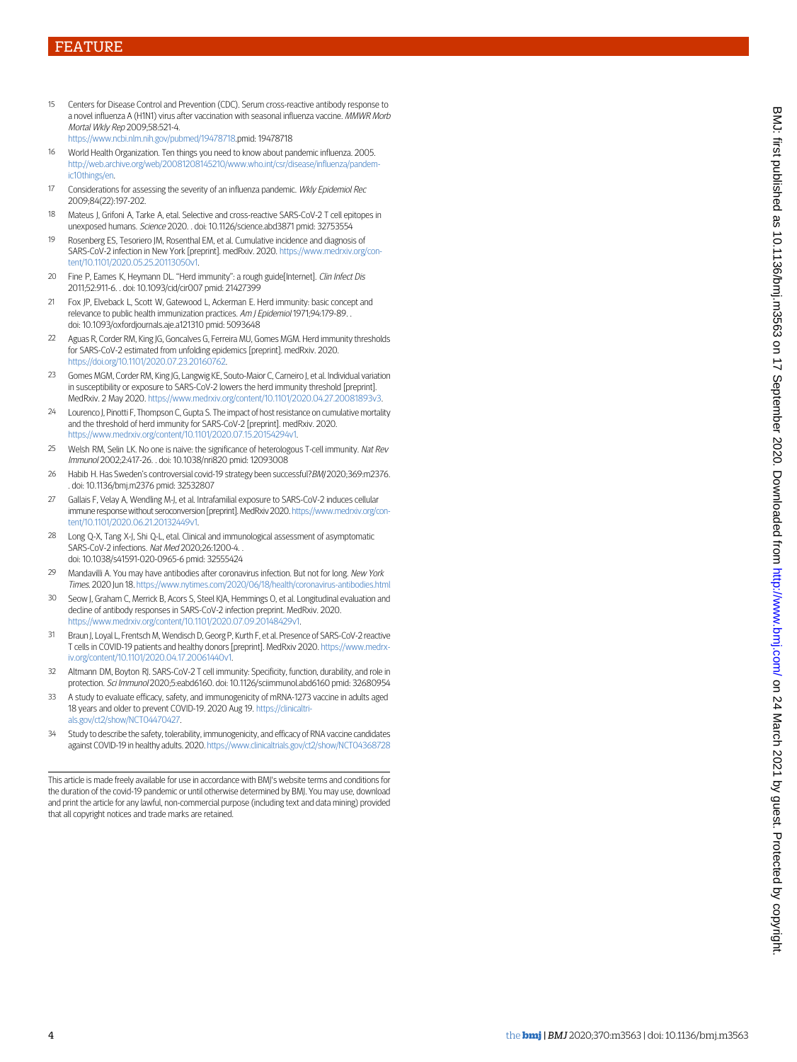15. Centers for Disease Control and Prevention (CDC). Serum cross-reactive antibody response to a novel influenza A (H1N1) virus after vaccination with seasonal influenza vaccine. *MMWR Morb Mortal Wkly Rep* 2009;58:521-4. https://www.ncbi.nlm.nih.gov/pubmed/19478718.pmid: 19478718
16. World Health Organization. Ten things you need to know about pandemic influenza. 2005. http://web.archive.org/web/20081208145210/www.who.int/csr/disease/influenza/pandemic10things/en.
17. Considerations for assessing the severity of an influenza pandemic. *Wkly Epidemiol Rec* 2009;84(22):197-202.
18. Mateus J, Grifoni A, Tarke A, etal. Selective and cross-reactive SARS-CoV-2 T cell epitopes in unexposed humans. *Science* 2020. . doi: 10.1126/science.abd3871 pmid: 32753554
19. Rosenberg ES, Tesoriero JM, Rosenthal EM, et al. Cumulative incidence and diagnosis of SARS-CoV-2 infection in New York [preprint]. medRxiv. 2020. https://www.medrxiv.org/content/10.1101/2020.05.25.20113050v1.
20. Fine P, Eames K, Heymann DL. "Herd immunity": a rough guide[Internet]. *Clin Infect Dis* 2011;52:911-6. . doi: 10.1093/cid/cir007 pmid: 21427399
21. Fox JP, Elveback L, Scott W, Gatewood L, Ackerman E. Herd immunity: basic concept and relevance to public health immunization practices. *Am J Epidemiol* 1971;94:179-89. . doi: 10.1093/oxfordjournals.aje.a121310 pmid: 5093648
22. Aguas R, Corder RM, King JG, Goncalves G, Ferreira MU, Gomes MGM. Herd immunity thresholds for SARS-CoV-2 estimated from unfolding epidemics [preprint]. medRxiv. 2020. https://doi.org/10.1101/2020.07.23.20160762.
23. Gomes MGM, Corder RM, King JG, Langwig KE, Souto-Maior C, Carneiro J, et al. Individual variation in susceptibility or exposure to SARS-CoV-2 lowers the herd immunity threshold [preprint]. MedRxiv. 2 May 2020. https://www.medrxiv.org/content/10.1101/2020.04.27.20081893v3.
24. Lourenco J, Pinotti F, Thompson C, Gupta S. The impact of host resistance on cumulative mortality and the threshold of herd immunity for SARS-CoV-2 [preprint]. medRxiv. 2020. https://www.medrxiv.org/content/10.1101/2020.07.15.20154294v1.
25. Welsh RM, Selin LK. No one is naive: the significance of heterologous T-cell immunity. *Nat Rev Immunol* 2002;2:417-26. . doi: 10.1038/nri820 pmid: 12093008
26. Habib H. Has Sweden's controversial covid-19 strategy been successful?*BMJ* 2020;369:m2376. . doi: 10.1136/bmj.m2376 pmid: 32532807
27. Gallais F, Velay A, Wendling M-J, et al. Intrafamilial exposure to SARS-CoV-2 induces cellular immune response without seroconversion [preprint]. MedRxiv 2020. https://www.medrxiv.org/content/10.1101/2020.06.21.20132449v1.
28. Long Q-X, Tang X-J, Shi Q-L, etal. Clinical and immunological assessment of asymptomatic SARS-CoV-2 infections. *Nat Med* 2020;26:1200-4. . doi: 10.1038/s41591-020-0965-6 pmid: 32555424
29. Mandavilli A. You may have antibodies after coronavirus infection. But not for long. *New York Times*. 2020 Jun 18. https://www.nytimes.com/2020/06/18/health/coronavirus-antibodies.html
30. Seow J, Graham C, Merrick B, Acors S, Steel KJA, Hemmings O, et al. Longitudinal evaluation and decline of antibody responses in SARS-CoV-2 infection preprint. MedRxiv. 2020. https://www.medrxiv.org/content/10.1101/2020.07.09.20148429v1.
31. Braun J, Loyal L, Frentsch M, Wendisch D, Georg P, Kurth F, et al. Presence of SARS-CoV-2 reactive T cells in COVID-19 patients and healthy donors [preprint]. MedRxiv 2020. https://www.medrxiv.org/content/10.1101/2020.04.17.20061440v1.
32. Altmann DM, Boyton RJ. SARS-CoV-2 T cell immunity: Specificity, function, durability, and role in protection. *Sci Immunol* 2020;5:eabd6160. doi: 10.1126/sciimmunol.abd6160 pmid: 32680954
33. A study to evaluate efficacy, safety, and immunogenicity of mRNA-1273 vaccine in adults aged 18 years and older to prevent COVID-19. 2020 Aug 19. https://clinicaltrials.gov/ct2/show/NCT04470427.
34. Study to describe the safety, tolerability, immunogenicity, and efficacy of RNA vaccine candidates against COVID-19 in healthy adults. 2020. https://www.clinicaltrials.gov/ct2/show/NCT04368728

This article is made freely available for use in accordance with BMJ's website terms and conditions for the duration of the covid-19 pandemic or until otherwise determined by BMJ. You may use, download and print the article for any lawful, non-commercial purpose (including text and data mining) provided that all copyright notices and trade marks are retained.